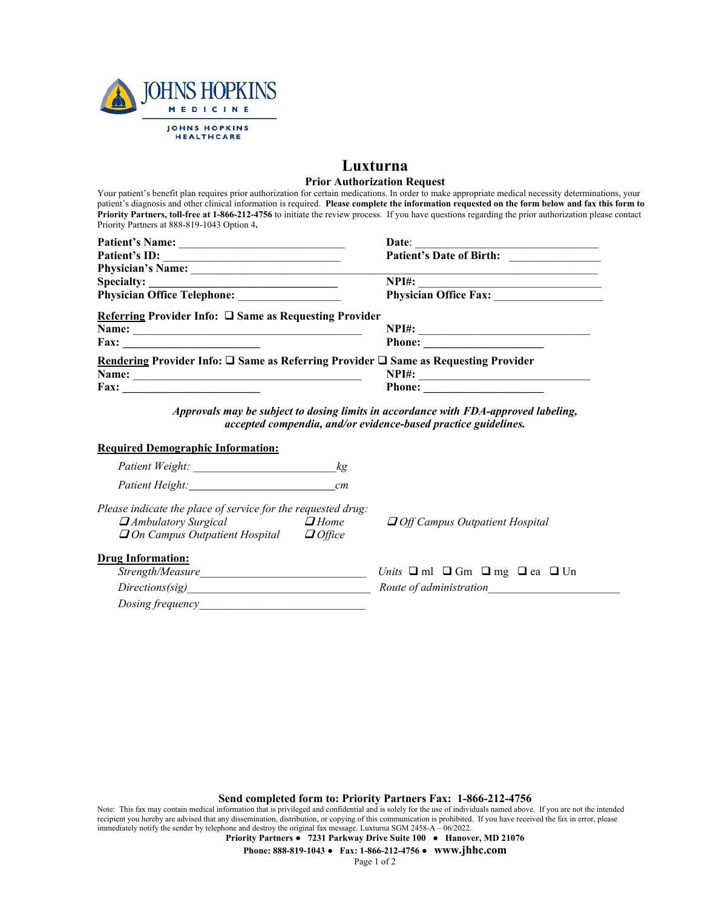JOHNS HOPKINS
MEDICINE

JOHNS HOPKINS
HEALTHCARE

# Luxturna

## Prior Authorization Request

Your patient's benefit plan requires prior authorization for certain medications. In order to make appropriate medical necessity determinations, your patient's diagnosis and other clinical information is required. **Please complete the information requested on the form below and fax this form to Priority Partners, toll-free at 1-866-212-4756** to initiate the review process. If you have questions regarding the prior authorization please contact Priority Partners at 888-819-1043 Option 4**.**

**Patient's Name:** ______________________________ **Date**: ________________________________

**Patient's ID:** ________________________________ **Patient's Date of Birth:** _______________

**Physician's Name:** _____________________________________________________________________

**Specialty:** __________________________________ **NPI#:** ________________________________

**Physician Office Telephone:** __________________ **Physician Office Fax:** __________________

**Referring Provider Info:** ❑ **Same as Requesting Provider**

**Name:** _______________________________________ **NPI#:** ______________________________

**Fax:** ________________________ **Phone:** ____________________

**Rendering Provider Info:** ❑ **Same as Referring Provider** ❑ **Same as Requesting Provider**

**Name:** _______________________________________ **NPI#:** ______________________________

**Fax:** ________________________ **Phone:** ____________________

***Approvals may be subject to dosing limits in accordance with FDA-approved labeling, accepted compendia, and/or evidence-based practice guidelines.***

**Required Demographic Information:**

*Patient Weight:* ________________________ *kg*

*Patient Height:* ________________________ *cm*

*Please indicate the place of service for the requested drug:*

❑ *Ambulatory Surgical* ❑ *Home* ❑ *Off Campus Outpatient Hospital*

❑ *On Campus Outpatient Hospital* ❑ *Office*

**Drug Information:**

*Strength/Measure*_____________________________ *Units* ❑ ml ❑ Gm ❑ mg ❑ ea ❑ Un

*Directions(sig)*______________________________ *Route of administration*______________________

*Dosing frequency*_____________________________

**Send completed form to: Priority Partners Fax: 1-866-212-4756**

Note: This fax may contain medical information that is privileged and confidential and is solely for the use of individuals named above. If you are not the intended recipient you hereby are advised that any dissemination, distribution, or copying of this communication is prohibited. If you have received the fax in error, please immediately notify the sender by telephone and destroy the original fax message. Luxturna SGM 2458-A – 06/2022.

**Priority Partners ● 7231 Parkway Drive Suite 100 ● Hanover, MD 21076**

**Phone: 888-819-1043 ● Fax: 1-866-212-4756 ● www.jhhc.com**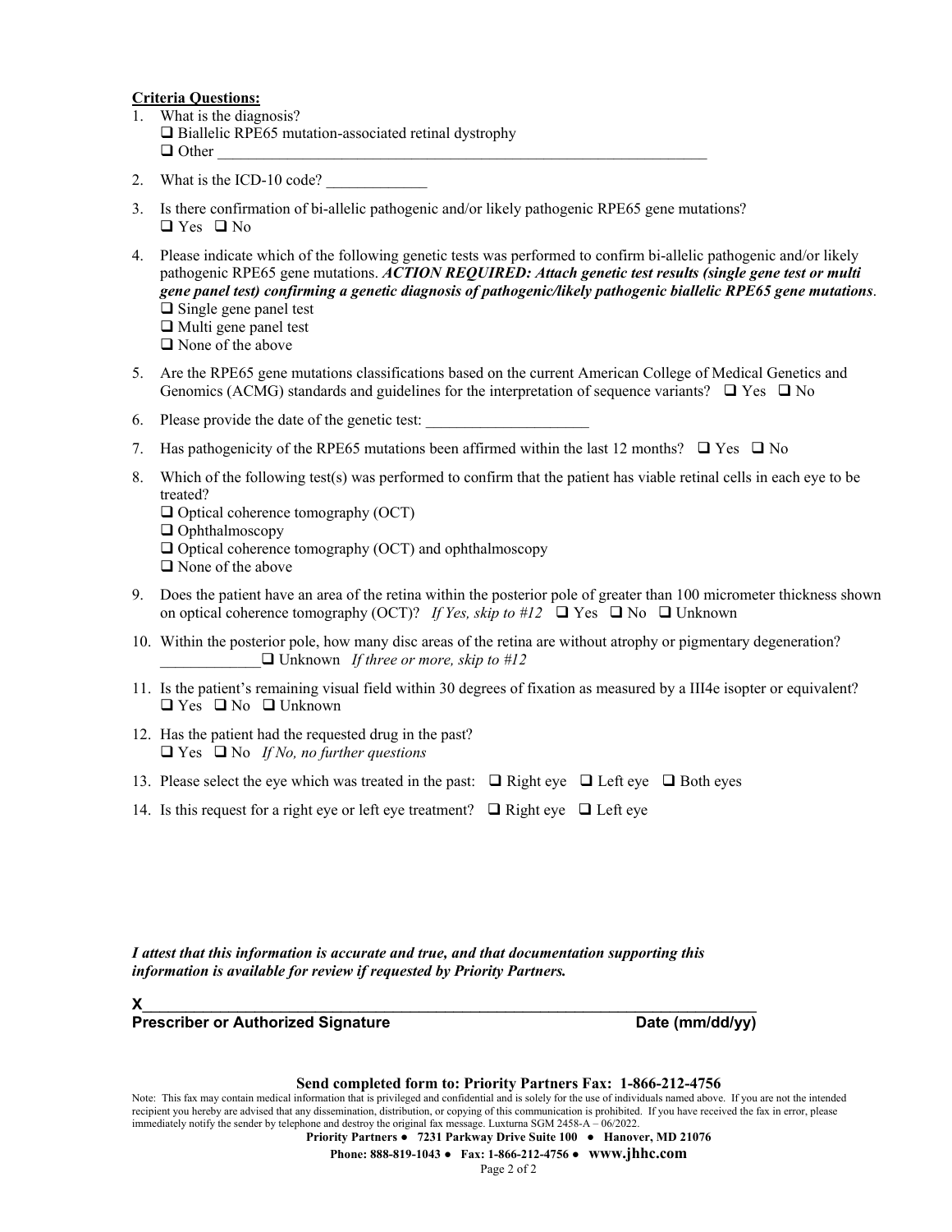**Criteria Questions:**

1. What is the diagnosis?
   ❑ Biallelic RPE65 mutation-associated retinal dystrophy
   ❑ Other ___________________________________________________________________

2. What is the ICD-10 code? _____________

3. Is there confirmation of bi-allelic pathogenic and/or likely pathogenic RPE65 gene mutations?
   ❑ Yes ❑ No

4. Please indicate which of the following genetic tests was performed to confirm bi-allelic pathogenic and/or likely pathogenic RPE65 gene mutations. ***ACTION REQUIRED: Attach genetic test results (single gene test or multi gene panel test) confirming a genetic diagnosis of pathogenic/likely pathogenic biallelic RPE65 gene mutations***.
   ❑ Single gene panel test
   ❑ Multi gene panel test
   ❑ None of the above

5. Are the RPE65 gene mutations classifications based on the current American College of Medical Genetics and Genomics (ACMG) standards and guidelines for the interpretation of sequence variants? ❑ Yes ❑ No

6. Please provide the date of the genetic test: _____________________

7. Has pathogenicity of the RPE65 mutations been affirmed within the last 12 months? ❑ Yes ❑ No

8. Which of the following test(s) was performed to confirm that the patient has viable retinal cells in each eye to be treated?
   ❑ Optical coherence tomography (OCT)
   ❑ Ophthalmoscopy
   ❑ Optical coherence tomography (OCT) and ophthalmoscopy
   ❑ None of the above

9. Does the patient have an area of the retina within the posterior pole of greater than 100 micrometer thickness shown on optical coherence tomography (OCT)? *If Yes, skip to #12* ❑ Yes ❑ No ❑ Unknown

10. Within the posterior pole, how many disc areas of the retina are without atrophy or pigmentary degeneration? _____________❑ Unknown *If three or more, skip to #12*

11. Is the patient's remaining visual field within 30 degrees of fixation as measured by a III4e isopter or equivalent?
    ❑ Yes ❑ No ❑ Unknown

12. Has the patient had the requested drug in the past?
    ❑ Yes ❑ No *If No, no further questions*

13. Please select the eye which was treated in the past: ❑ Right eye ❑ Left eye ❑ Both eyes

14. Is this request for a right eye or left eye treatment? ❑ Right eye ❑ Left eye

***I attest that this information is accurate and true, and that documentation supporting this information is available for review if requested by Priority Partners.***

**X**_____________________________________________________________________________

**Prescriber or Authorized Signature** **Date (mm/dd/yy)**

**Send completed form to: Priority Partners Fax: 1-866-212-4756**

Note: This fax may contain medical information that is privileged and confidential and is solely for the use of individuals named above. If you are not the intended recipient you hereby are advised that any dissemination, distribution, or copying of this communication is prohibited. If you have received the fax in error, please immediately notify the sender by telephone and destroy the original fax message. Luxturna SGM 2458-A – 06/2022.

**Priority Partners ● 7231 Parkway Drive Suite 100 ● Hanover, MD 21076**

**Phone: 888-819-1043 ● Fax: 1-866-212-4756 ● www.jhhc.com**